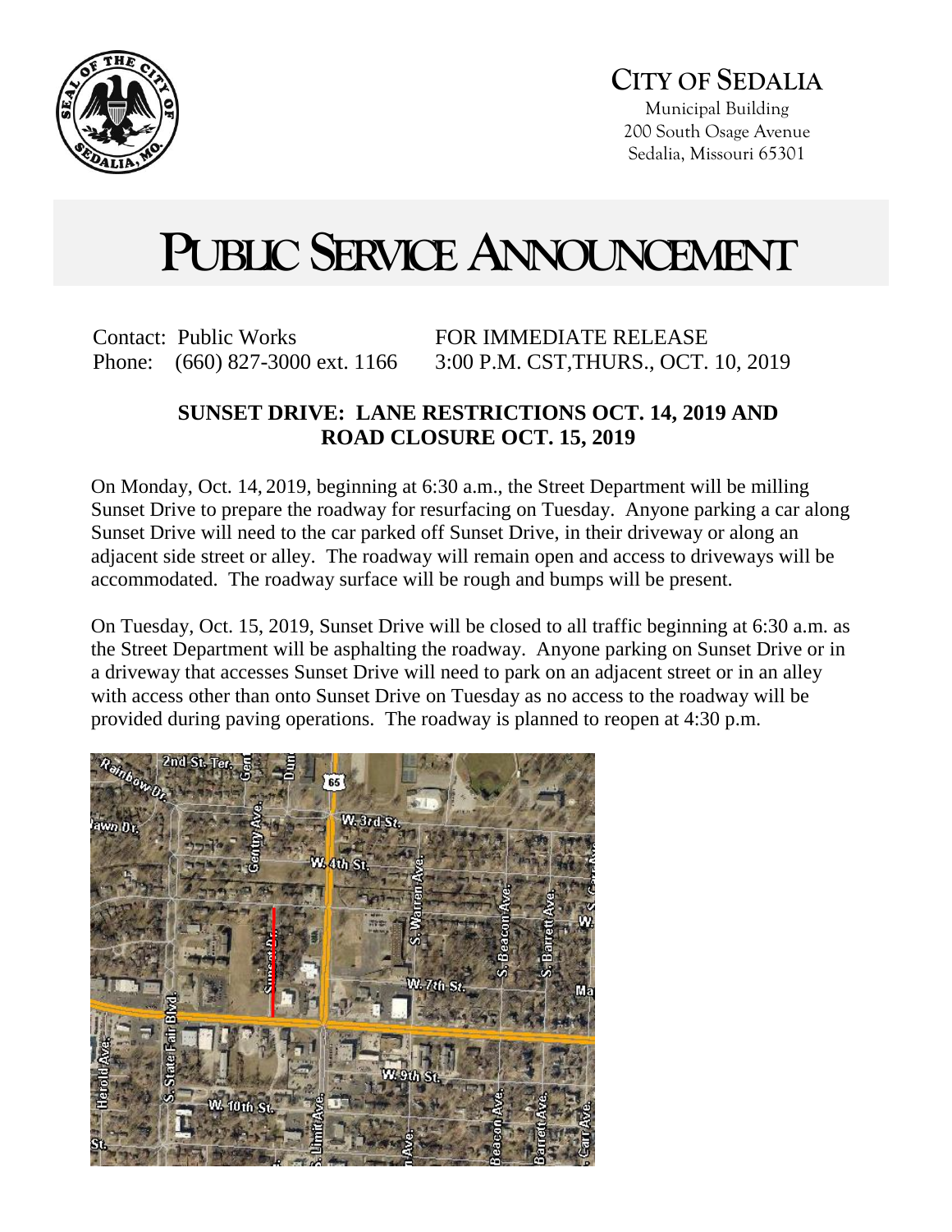# CITY OF SEDALIA

Municipal Building
200 South Osage Avenue
Sedalia, Missouri 65301

# PUBLIC SERVICE ANNOUNCEMENT

Contact: Public Works
Phone: (660) 827-3000 ext. 1166

FOR IMMEDIATE RELEASE
3:00 P.M. CST,THURS., OCT. 10, 2019

## SUNSET DRIVE: LANE RESTRICTIONS OCT. 14, 2019 AND ROAD CLOSURE OCT. 15, 2019

On Monday, Oct. 14, 2019, beginning at 6:30 a.m., the Street Department will be milling Sunset Drive to prepare the roadway for resurfacing on Tuesday. Anyone parking a car along Sunset Drive will need to the car parked off Sunset Drive, in their driveway or along an adjacent side street or alley. The roadway will remain open and access to driveways will be accommodated. The roadway surface will be rough and bumps will be present.

On Tuesday, Oct. 15, 2019, Sunset Drive will be closed to all traffic beginning at 6:30 a.m. as the Street Department will be asphalting the roadway. Anyone parking on Sunset Drive or in a driveway that accesses Sunset Drive will need to park on an adjacent street or in an alley with access other than onto Sunset Drive on Tuesday as no access to the roadway will be provided during paving operations. The roadway is planned to reopen at 4:30 p.m.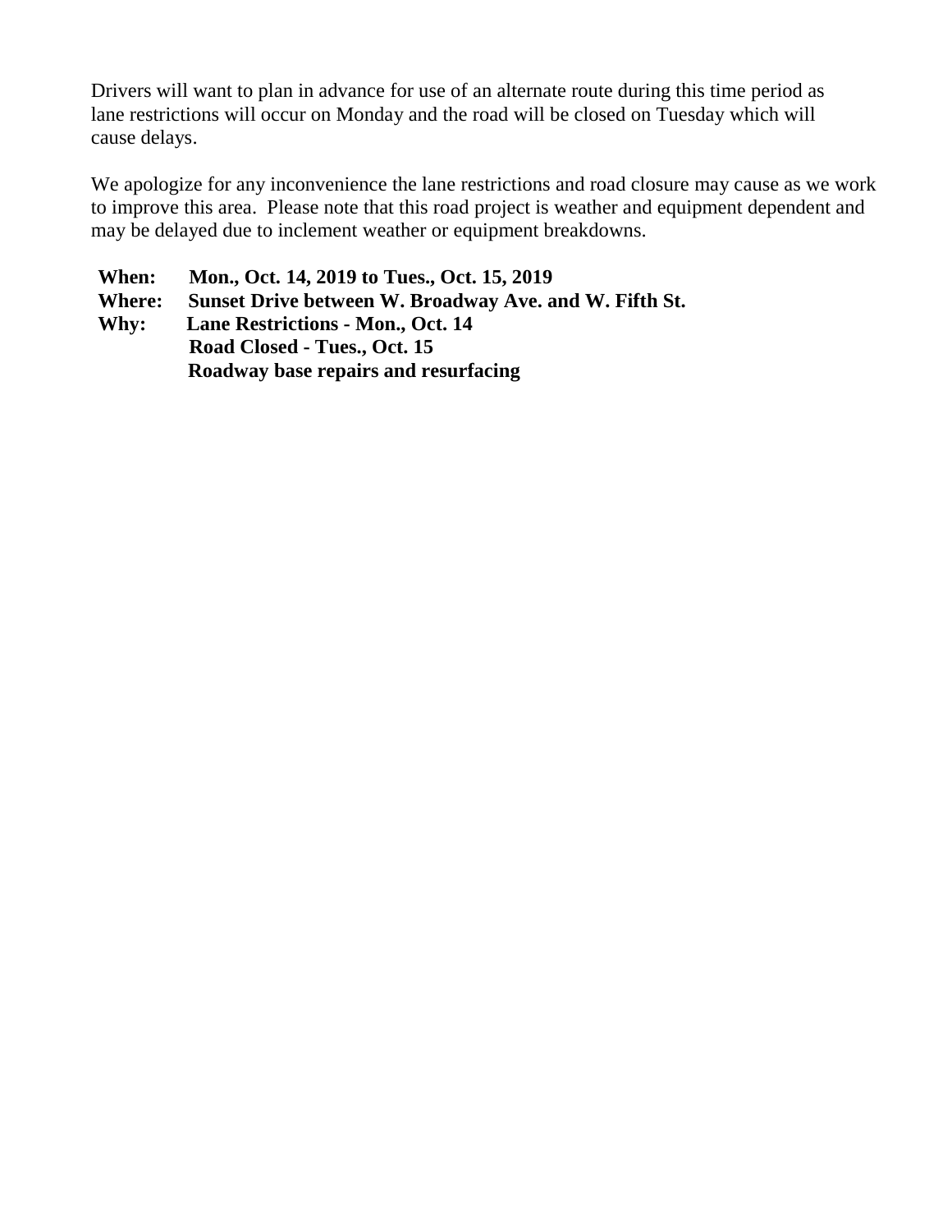Drivers will want to plan in advance for use of an alternate route during this time period as lane restrictions will occur on Monday and the road will be closed on Tuesday which will cause delays.

We apologize for any inconvenience the lane restrictions and road closure may cause as we work to improve this area. Please note that this road project is weather and equipment dependent and may be delayed due to inclement weather or equipment breakdowns.

**When:** **Mon., Oct. 14, 2019 to Tues., Oct. 15, 2019**
**Where:** **Sunset Drive between W. Broadway Ave. and W. Fifth St.**
**Why:** **Lane Restrictions - Mon., Oct. 14**
**Road Closed - Tues., Oct. 15**
**Roadway base repairs and resurfacing**